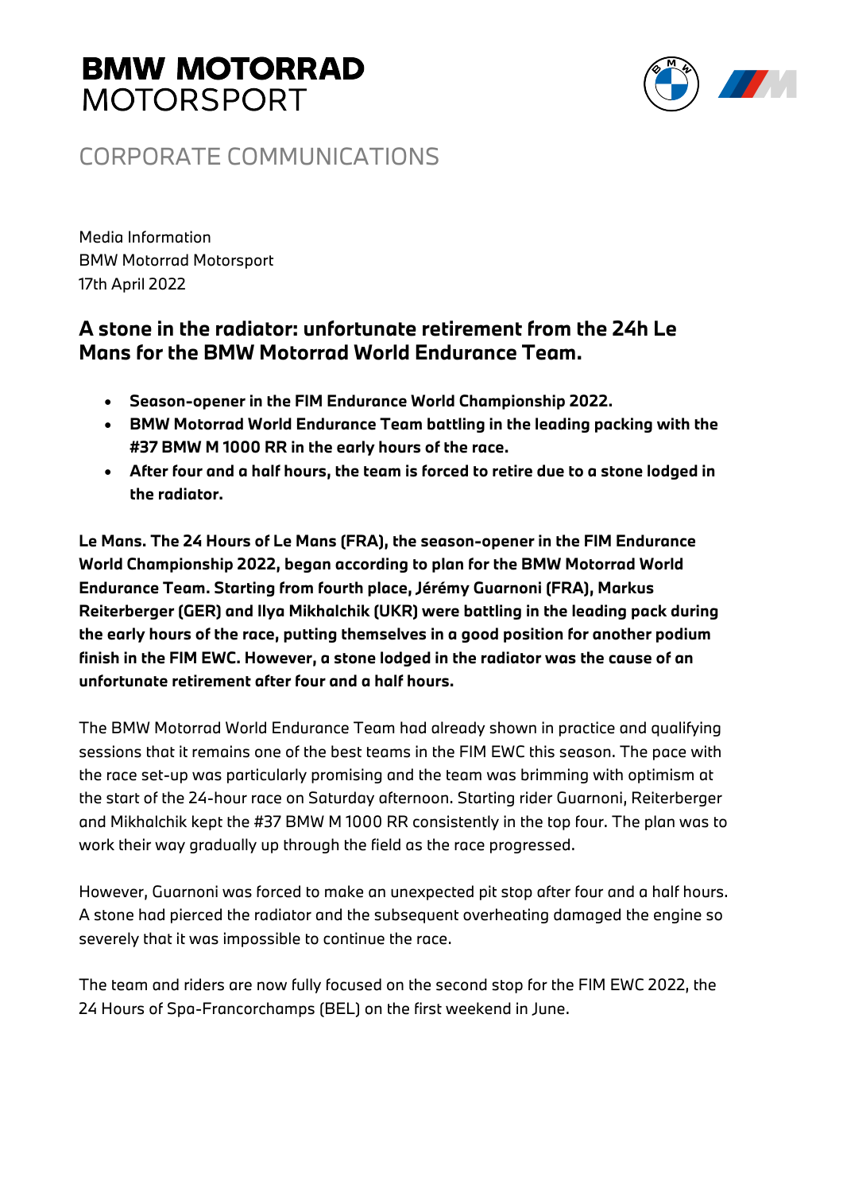# BMW MOTORRAD
MOTORSPORT

## CORPORATE COMMUNICATIONS

Media Information
BMW Motorrad Motorsport
17th April 2022

### A stone in the radiator: unfortunate retirement from the 24h Le Mans for the BMW Motorrad World Endurance Team.

- **Season-opener in the FIM Endurance World Championship 2022.**
- **BMW Motorrad World Endurance Team battling in the leading packing with the #37 BMW M 1000 RR in the early hours of the race.**
- **After four and a half hours, the team is forced to retire due to a stone lodged in the radiator.**

**Le Mans. The 24 Hours of Le Mans (FRA), the season-opener in the FIM Endurance World Championship 2022, began according to plan for the BMW Motorrad World Endurance Team. Starting from fourth place, Jérémy Guarnoni (FRA), Markus Reiterberger (GER) and Ilya Mikhalchik (UKR) were battling in the leading pack during the early hours of the race, putting themselves in a good position for another podium finish in the FIM EWC. However, a stone lodged in the radiator was the cause of an unfortunate retirement after four and a half hours.**

The BMW Motorrad World Endurance Team had already shown in practice and qualifying sessions that it remains one of the best teams in the FIM EWC this season. The pace with the race set-up was particularly promising and the team was brimming with optimism at the start of the 24-hour race on Saturday afternoon. Starting rider Guarnoni, Reiterberger and Mikhalchik kept the #37 BMW M 1000 RR consistently in the top four. The plan was to work their way gradually up through the field as the race progressed.

However, Guarnoni was forced to make an unexpected pit stop after four and a half hours. A stone had pierced the radiator and the subsequent overheating damaged the engine so severely that it was impossible to continue the race.

The team and riders are now fully focused on the second stop for the FIM EWC 2022, the 24 Hours of Spa-Francorchamps (BEL) on the first weekend in June.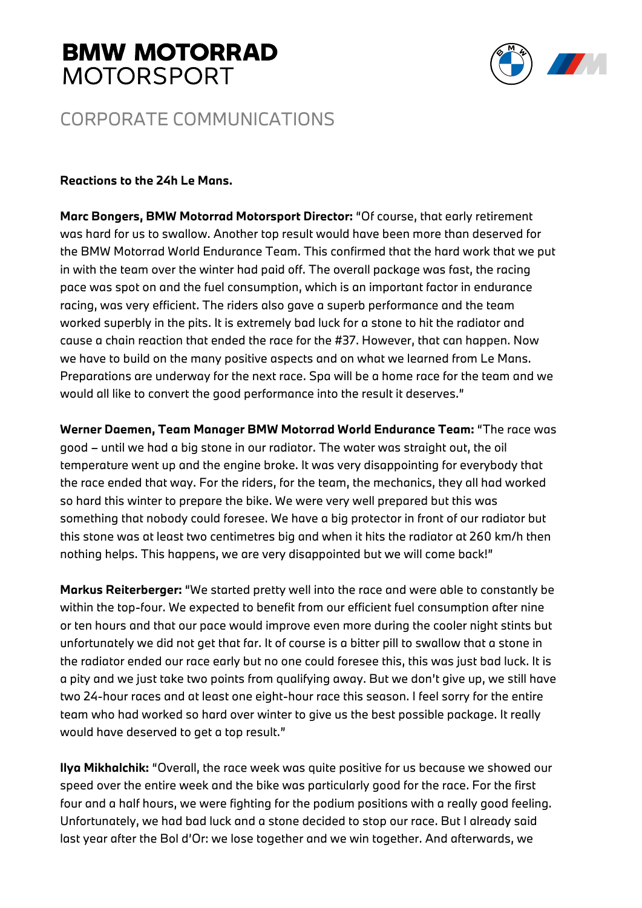# BMW MOTORRAD MOTORSPORT

CORPORATE COMMUNICATIONS

**Reactions to the 24h Le Mans.**

**Marc Bongers, BMW Motorrad Motorsport Director:** "Of course, that early retirement was hard for us to swallow. Another top result would have been more than deserved for the BMW Motorrad World Endurance Team. This confirmed that the hard work that we put in with the team over the winter had paid off. The overall package was fast, the racing pace was spot on and the fuel consumption, which is an important factor in endurance racing, was very efficient. The riders also gave a superb performance and the team worked superbly in the pits. It is extremely bad luck for a stone to hit the radiator and cause a chain reaction that ended the race for the #37. However, that can happen. Now we have to build on the many positive aspects and on what we learned from Le Mans. Preparations are underway for the next race. Spa will be a home race for the team and we would all like to convert the good performance into the result it deserves."

**Werner Daemen, Team Manager BMW Motorrad World Endurance Team:** "The race was good – until we had a big stone in our radiator. The water was straight out, the oil temperature went up and the engine broke. It was very disappointing for everybody that the race ended that way. For the riders, for the team, the mechanics, they all had worked so hard this winter to prepare the bike. We were very well prepared but this was something that nobody could foresee. We have a big protector in front of our radiator but this stone was at least two centimetres big and when it hits the radiator at 260 km/h then nothing helps. This happens, we are very disappointed but we will come back!"

**Markus Reiterberger:** "We started pretty well into the race and were able to constantly be within the top-four. We expected to benefit from our efficient fuel consumption after nine or ten hours and that our pace would improve even more during the cooler night stints but unfortunately we did not get that far. It of course is a bitter pill to swallow that a stone in the radiator ended our race early but no one could foresee this, this was just bad luck. It is a pity and we just take two points from qualifying away. But we don't give up, we still have two 24-hour races and at least one eight-hour race this season. I feel sorry for the entire team who had worked so hard over winter to give us the best possible package. It really would have deserved to get a top result."

**Ilya Mikhalchik:** "Overall, the race week was quite positive for us because we showed our speed over the entire week and the bike was particularly good for the race. For the first four and a half hours, we were fighting for the podium positions with a really good feeling. Unfortunately, we had bad luck and a stone decided to stop our race. But I already said last year after the Bol d'Or: we lose together and we win together. And afterwards, we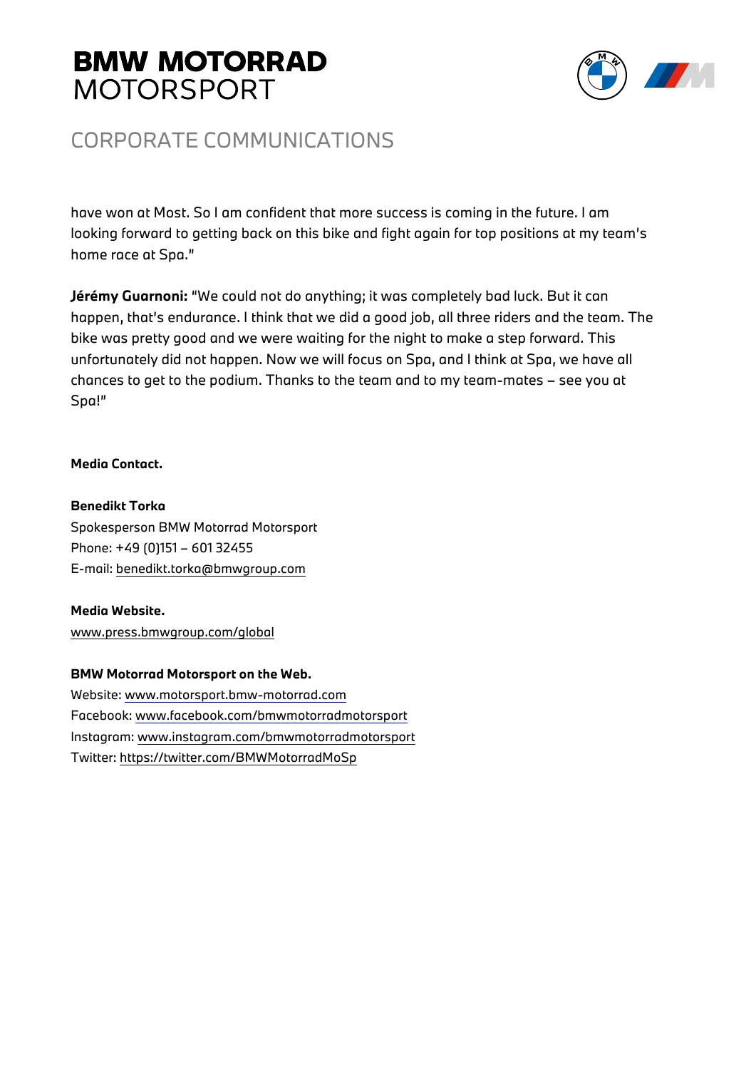have won at Most. So I am confident that more success is coming in the future. I am looking forward to getting back on this bike and fight again for top positions at my team's home race at Spa."

**Jérémy Guarnoni:** "We could not do anything; it was completely bad luck. But it can happen, that's endurance. I think that we did a good job, all three riders and the team. The bike was pretty good and we were waiting for the night to make a step forward. This unfortunately did not happen. Now we will focus on Spa, and I think at Spa, we have all chances to get to the podium. Thanks to the team and to my team-mates – see you at Spa!"

**Media Contact.**

**Benedikt Torka**
Spokesperson BMW Motorrad Motorsport
Phone: +49 (0)151 – 601 32455
E-mail: benedikt.torka@bmwgroup.com

**Media Website.**
www.press.bmwgroup.com/global

**BMW Motorrad Motorsport on the Web.**
Website: www.motorsport.bmw-motorrad.com
Facebook: www.facebook.com/bmwmotorradmotorsport
Instagram: www.instagram.com/bmwmotorradmotorsport
Twitter: https://twitter.com/BMWMotorradMoSp